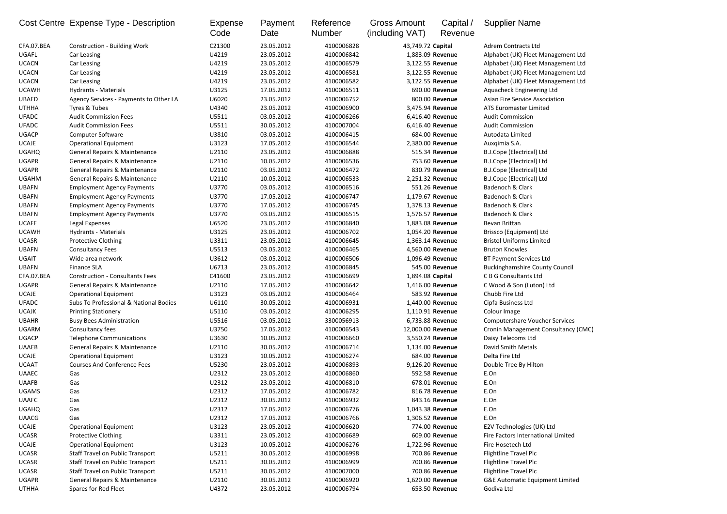| Cost Centre | Expense Type - Description | Expense Code | Payment Date | Reference Number | Gross Amount (including VAT) | Capital / Revenue | Supplier Name |
|---|---|---|---|---|---|---|---|
| CFA.07.BEA | Construction - Building Work | C21300 | 23.05.2012 | 4100006828 | 43,749.72 | **Capital** | Adrem Contracts Ltd |
| UGAFL | Car Leasing | U4219 | 23.05.2012 | 4100006842 | 1,883.09 | **Revenue** | Alphabet (UK) Fleet Management Ltd |
| UCACN | Car Leasing | U4219 | 23.05.2012 | 4100006579 | 3,122.55 | **Revenue** | Alphabet (UK) Fleet Management Ltd |
| UCACN | Car Leasing | U4219 | 23.05.2012 | 4100006581 | 3,122.55 | **Revenue** | Alphabet (UK) Fleet Management Ltd |
| UCACN | Car Leasing | U4219 | 23.05.2012 | 4100006582 | 3,122.55 | **Revenue** | Alphabet (UK) Fleet Management Ltd |
| UCAWH | Hydrants - Materials | U3125 | 17.05.2012 | 4100006511 | 690.00 | **Revenue** | Aquacheck Engineering Ltd |
| UBAED | Agency Services - Payments to Other LA | U6020 | 23.05.2012 | 4100006752 | 800.00 | **Revenue** | Asian Fire Service Association |
| UTHHA | Tyres & Tubes | U4340 | 23.05.2012 | 4100006900 | 3,475.94 | **Revenue** | ATS Euromaster Limited |
| UFADC | Audit Commission Fees | U5511 | 03.05.2012 | 4100006266 | 6,416.40 | **Revenue** | Audit Commission |
| UFADC | Audit Commission Fees | U5511 | 30.05.2012 | 4100007004 | 6,416.40 | **Revenue** | Audit Commission |
| UGACP | Computer Software | U3810 | 03.05.2012 | 4100006415 | 684.00 | **Revenue** | Autodata Limited |
| UCAJE | Operational Equipment | U3123 | 17.05.2012 | 4100006544 | 2,380.00 | **Revenue** | Auxqimia S.A. |
| UGAHQ | General Repairs & Maintenance | U2110 | 23.05.2012 | 4100006888 | 515.34 | **Revenue** | B.J.Cope (Electrical) Ltd |
| UGAPR | General Repairs & Maintenance | U2110 | 10.05.2012 | 4100006536 | 753.60 | **Revenue** | B.J.Cope (Electrical) Ltd |
| UGAPR | General Repairs & Maintenance | U2110 | 03.05.2012 | 4100006472 | 830.79 | **Revenue** | B.J.Cope (Electrical) Ltd |
| UGAHM | General Repairs & Maintenance | U2110 | 10.05.2012 | 4100006533 | 2,251.32 | **Revenue** | B.J.Cope (Electrical) Ltd |
| UBAFN | Employment Agency Payments | U3770 | 03.05.2012 | 4100006516 | 551.26 | **Revenue** | Badenoch & Clark |
| UBAFN | Employment Agency Payments | U3770 | 17.05.2012 | 4100006747 | 1,179.67 | **Revenue** | Badenoch & Clark |
| UBAFN | Employment Agency Payments | U3770 | 17.05.2012 | 4100006745 | 1,378.13 | **Revenue** | Badenoch & Clark |
| UBAFN | Employment Agency Payments | U3770 | 03.05.2012 | 4100006515 | 1,576.57 | **Revenue** | Badenoch & Clark |
| UCAFE | Legal Expenses | U6520 | 23.05.2012 | 4100006840 | 1,883.08 | **Revenue** | Bevan Brittan |
| UCAWH | Hydrants - Materials | U3125 | 23.05.2012 | 4100006702 | 1,054.20 | **Revenue** | Brissco (Equipment) Ltd |
| UCASR | Protective Clothing | U3311 | 23.05.2012 | 4100006645 | 1,363.14 | **Revenue** | Bristol Uniforms Limited |
| UBAFN | Consultancy Fees | U5513 | 03.05.2012 | 4100006465 | 4,560.00 | **Revenue** | Bruton Knowles |
| UGAIT | Wide area network | U3612 | 03.05.2012 | 4100006506 | 1,096.49 | **Revenue** | BT Payment Services Ltd |
| UBAFN | Finance SLA | U6713 | 23.05.2012 | 4100006845 | 545.00 | **Revenue** | Buckinghamshire County Council |
| CFA.07.BEA | Construction - Consultants Fees | C41600 | 23.05.2012 | 4100006699 | 1,894.08 | **Capital** | C B G Consultants Ltd |
| UGAPR | General Repairs & Maintenance | U2110 | 17.05.2012 | 4100006642 | 1,416.00 | **Revenue** | C Wood & Son (Luton) Ltd |
| UCAJE | Operational Equipment | U3123 | 03.05.2012 | 4100006464 | 583.92 | **Revenue** | Chubb Fire Ltd |
| UFADC | Subs To Professional & National Bodies | U6110 | 30.05.2012 | 4100006931 | 1,440.00 | **Revenue** | Cipfa Business Ltd |
| UCAJK | Printing Stationery | U5110 | 03.05.2012 | 4100006295 | 1,110.91 | **Revenue** | Colour Image |
| UBAHR | Busy Bees Administration | U5516 | 03.05.2012 | 3300056913 | 6,733.88 | **Revenue** | Computershare Voucher Services |
| UGARM | Consultancy fees | U3750 | 17.05.2012 | 4100006543 | 12,000.00 | **Revenue** | Cronin Management Consultancy (CMC) |
| UGACP | Telephone Communications | U3630 | 10.05.2012 | 4100006660 | 3,550.24 | **Revenue** | Daisy Telecoms Ltd |
| UAAEB | General Repairs & Maintenance | U2110 | 30.05.2012 | 4100006714 | 1,134.00 | **Revenue** | David Smith Metals |
| UCAJE | Operational Equipment | U3123 | 10.05.2012 | 4100006274 | 684.00 | **Revenue** | Delta Fire Ltd |
| UCAAT | Courses And Conference Fees | U5230 | 23.05.2012 | 4100006893 | 9,126.20 | **Revenue** | Double Tree By Hilton |
| UAAEC | Gas | U2312 | 23.05.2012 | 4100006860 | 592.58 | **Revenue** | E.On |
| UAAFB | Gas | U2312 | 23.05.2012 | 4100006810 | 678.01 | **Revenue** | E.On |
| UGAMS | Gas | U2312 | 17.05.2012 | 4100006782 | 816.78 | **Revenue** | E.On |
| UAAFC | Gas | U2312 | 30.05.2012 | 4100006932 | 843.16 | **Revenue** | E.On |
| UGAHQ | Gas | U2312 | 17.05.2012 | 4100006776 | 1,043.38 | **Revenue** | E.On |
| UAACG | Gas | U2312 | 17.05.2012 | 4100006766 | 1,306.52 | **Revenue** | E.On |
| UCAJE | Operational Equipment | U3123 | 23.05.2012 | 4100006620 | 774.00 | **Revenue** | E2V Technologies (UK) Ltd |
| UCASR | Protective Clothing | U3311 | 23.05.2012 | 4100006689 | 609.00 | **Revenue** | Fire Factors International Limited |
| UCAJE | Operational Equipment | U3123 | 10.05.2012 | 4100006276 | 1,722.96 | **Revenue** | Fire Hosetech Ltd |
| UCASR | Staff Travel on Public Transport | U5211 | 30.05.2012 | 4100006998 | 700.86 | **Revenue** | Flightline Travel Plc |
| UCASR | Staff Travel on Public Transport | U5211 | 30.05.2012 | 4100006999 | 700.86 | **Revenue** | Flightline Travel Plc |
| UCASR | Staff Travel on Public Transport | U5211 | 30.05.2012 | 4100007000 | 700.86 | **Revenue** | Flightline Travel Plc |
| UGAPR | General Repairs & Maintenance | U2110 | 30.05.2012 | 4100006920 | 1,620.00 | **Revenue** | G&E Automatic Equipment Limited |
| UTHHA | Spares for Red Fleet | U4372 | 23.05.2012 | 4100006794 | 653.50 | **Revenue** | Godiva Ltd |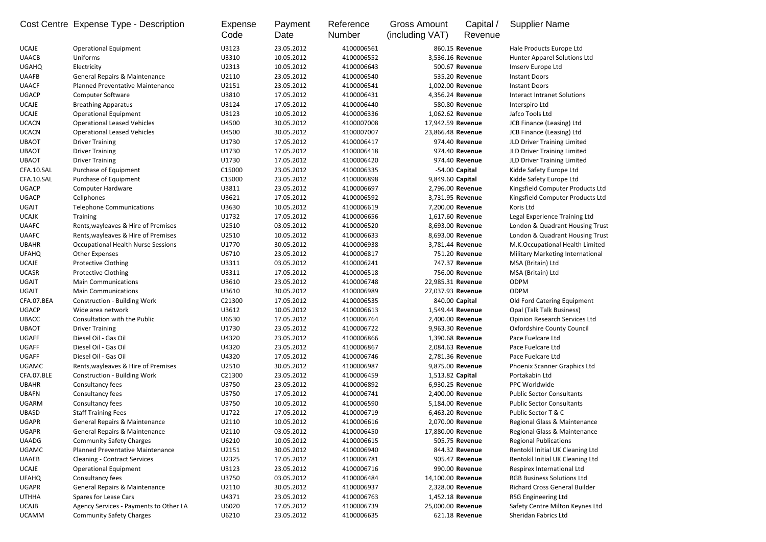| Cost Centre | Expense Type - Description | Expense Code | Payment Date | Reference Number | Gross Amount (including VAT) | Capital / Revenue | Supplier Name |
|---|---|---|---|---|---|---|---|
| UCAJE | Operational Equipment | U3123 | 23.05.2012 | 4100006561 | 860.15 | **Revenue** | Hale Products Europe Ltd |
| UAACB | Uniforms | U3310 | 10.05.2012 | 4100006552 | 3,536.16 | **Revenue** | Hunter Apparel Solutions Ltd |
| UGAHQ | Electricity | U2313 | 10.05.2012 | 4100006643 | 500.67 | **Revenue** | Imserv Europe Ltd |
| UAAFB | General Repairs & Maintenance | U2110 | 23.05.2012 | 4100006540 | 535.20 | **Revenue** | Instant Doors |
| UAACF | Planned Preventative Maintenance | U2151 | 23.05.2012 | 4100006541 | 1,002.00 | **Revenue** | Instant Doors |
| UGACP | Computer Software | U3810 | 17.05.2012 | 4100006431 | 4,356.24 | **Revenue** | Interact Intranet Solutions |
| UCAJE | Breathing Apparatus | U3124 | 17.05.2012 | 4100006440 | 580.80 | **Revenue** | Interspiro Ltd |
| UCAJE | Operational Equipment | U3123 | 10.05.2012 | 4100006336 | 1,062.62 | **Revenue** | Jafco Tools Ltd |
| UCACN | Operational Leased Vehicles | U4500 | 30.05.2012 | 4100007008 | 17,942.59 | **Revenue** | JCB Finance (Leasing) Ltd |
| UCACN | Operational Leased Vehicles | U4500 | 30.05.2012 | 4100007007 | 23,866.48 | **Revenue** | JCB Finance (Leasing) Ltd |
| UBAOT | Driver Training | U1730 | 17.05.2012 | 4100006417 | 974.40 | **Revenue** | JLD Driver Training Limited |
| UBAOT | Driver Training | U1730 | 17.05.2012 | 4100006418 | 974.40 | **Revenue** | JLD Driver Training Limited |
| UBAOT | Driver Training | U1730 | 17.05.2012 | 4100006420 | 974.40 | **Revenue** | JLD Driver Training Limited |
| CFA.10.SAL | Purchase of Equipment | C15000 | 23.05.2012 | 4100006335 | -54.00 | **Capital** | Kidde Safety Europe Ltd |
| CFA.10.SAL | Purchase of Equipment | C15000 | 23.05.2012 | 4100006898 | 9,849.60 | **Capital** | Kidde Safety Europe Ltd |
| UGACP | Computer Hardware | U3811 | 23.05.2012 | 4100006697 | 2,796.00 | **Revenue** | Kingsfield Computer Products Ltd |
| UGACP | Cellphones | U3621 | 17.05.2012 | 4100006592 | 3,731.95 | **Revenue** | Kingsfield Computer Products Ltd |
| UGAIT | Telephone Communications | U3630 | 10.05.2012 | 4100006619 | 7,200.00 | **Revenue** | Koris Ltd |
| UCAJK | Training | U1732 | 17.05.2012 | 4100006656 | 1,617.60 | **Revenue** | Legal Experience Training Ltd |
| UAAFC | Rents,wayleaves & Hire of Premises | U2510 | 03.05.2012 | 4100006520 | 8,693.00 | **Revenue** | London & Quadrant Housing Trust |
| UAAFC | Rents,wayleaves & Hire of Premises | U2510 | 10.05.2012 | 4100006633 | 8,693.00 | **Revenue** | London & Quadrant Housing Trust |
| UBAHR | Occupational Health Nurse Sessions | U1770 | 30.05.2012 | 4100006938 | 3,781.44 | **Revenue** | M.K.Occupational Health Limited |
| UFAHQ | Other Expenses | U6710 | 23.05.2012 | 4100006817 | 751.20 | **Revenue** | Military Marketing International |
| UCAJE | Protective Clothing | U3311 | 03.05.2012 | 4100006241 | 747.37 | **Revenue** | MSA (Britain) Ltd |
| UCASR | Protective Clothing | U3311 | 17.05.2012 | 4100006518 | 756.00 | **Revenue** | MSA (Britain) Ltd |
| UGAIT | Main Communications | U3610 | 23.05.2012 | 4100006748 | 22,985.31 | **Revenue** | ODPM |
| UGAIT | Main Communications | U3610 | 30.05.2012 | 4100006989 | 27,037.93 | **Revenue** | ODPM |
| CFA.07.BEA | Construction - Building Work | C21300 | 17.05.2012 | 4100006535 | 840.00 | **Capital** | Old Ford Catering Equipment |
| UGACP | Wide area network | U3612 | 10.05.2012 | 4100006613 | 1,549.44 | **Revenue** | Opal (Talk Talk Business) |
| UBACC | Consultation with the Public | U6530 | 17.05.2012 | 4100006764 | 2,400.00 | **Revenue** | Opinion Research Services Ltd |
| UBAOT | Driver Training | U1730 | 23.05.2012 | 4100006722 | 9,963.30 | **Revenue** | Oxfordshire County Council |
| UGAFF | Diesel Oil - Gas Oil | U4320 | 23.05.2012 | 4100006866 | 1,390.68 | **Revenue** | Pace Fuelcare Ltd |
| UGAFF | Diesel Oil - Gas Oil | U4320 | 23.05.2012 | 4100006867 | 2,084.63 | **Revenue** | Pace Fuelcare Ltd |
| UGAFF | Diesel Oil - Gas Oil | U4320 | 17.05.2012 | 4100006746 | 2,781.36 | **Revenue** | Pace Fuelcare Ltd |
| UGAMC | Rents,wayleaves & Hire of Premises | U2510 | 30.05.2012 | 4100006987 | 9,875.00 | **Revenue** | Phoenix Scanner Graphics Ltd |
| CFA.07.BLE | Construction - Building Work | C21300 | 23.05.2012 | 4100006459 | 1,513.82 | **Capital** | Portakabin Ltd |
| UBAHR | Consultancy fees | U3750 | 23.05.2012 | 4100006892 | 6,930.25 | **Revenue** | PPC Worldwide |
| UBAFN | Consultancy fees | U3750 | 17.05.2012 | 4100006741 | 2,400.00 | **Revenue** | Public Sector Consultants |
| UGARM | Consultancy fees | U3750 | 10.05.2012 | 4100006590 | 5,184.00 | **Revenue** | Public Sector Consultants |
| UBASD | Staff Training Fees | U1722 | 17.05.2012 | 4100006719 | 6,463.20 | **Revenue** | Public Sector T & C |
| UGAPR | General Repairs & Maintenance | U2110 | 10.05.2012 | 4100006616 | 2,070.00 | **Revenue** | Regional Glass & Maintenance |
| UGAPR | General Repairs & Maintenance | U2110 | 03.05.2012 | 4100006450 | 17,880.00 | **Revenue** | Regional Glass & Maintenance |
| UAADG | Community Safety Charges | U6210 | 10.05.2012 | 4100006615 | 505.75 | **Revenue** | Regional Publications |
| UGAMC | Planned Preventative Maintenance | U2151 | 30.05.2012 | 4100006940 | 844.32 | **Revenue** | Rentokil Initial UK Cleaning Ltd |
| UAAEB | Cleaning - Contract Services | U2325 | 17.05.2012 | 4100006781 | 905.47 | **Revenue** | Rentokil Initial UK Cleaning Ltd |
| UCAJE | Operational Equipment | U3123 | 23.05.2012 | 4100006716 | 990.00 | **Revenue** | Respirex International Ltd |
| UFAHQ | Consultancy fees | U3750 | 03.05.2012 | 4100006484 | 14,100.00 | **Revenue** | RGB Business Solutions Ltd |
| UGAPR | General Repairs & Maintenance | U2110 | 30.05.2012 | 4100006937 | 2,328.00 | **Revenue** | Richard Cross General Builder |
| UTHHA | Spares for Lease Cars | U4371 | 23.05.2012 | 4100006763 | 1,452.18 | **Revenue** | RSG Engineering Ltd |
| UCAJB | Agency Services - Payments to Other LA | U6020 | 17.05.2012 | 4100006739 | 25,000.00 | **Revenue** | Safety Centre Milton Keynes Ltd |
| UCAMM | Community Safety Charges | U6210 | 23.05.2012 | 4100006635 | 621.18 | **Revenue** | Sheridan Fabrics Ltd |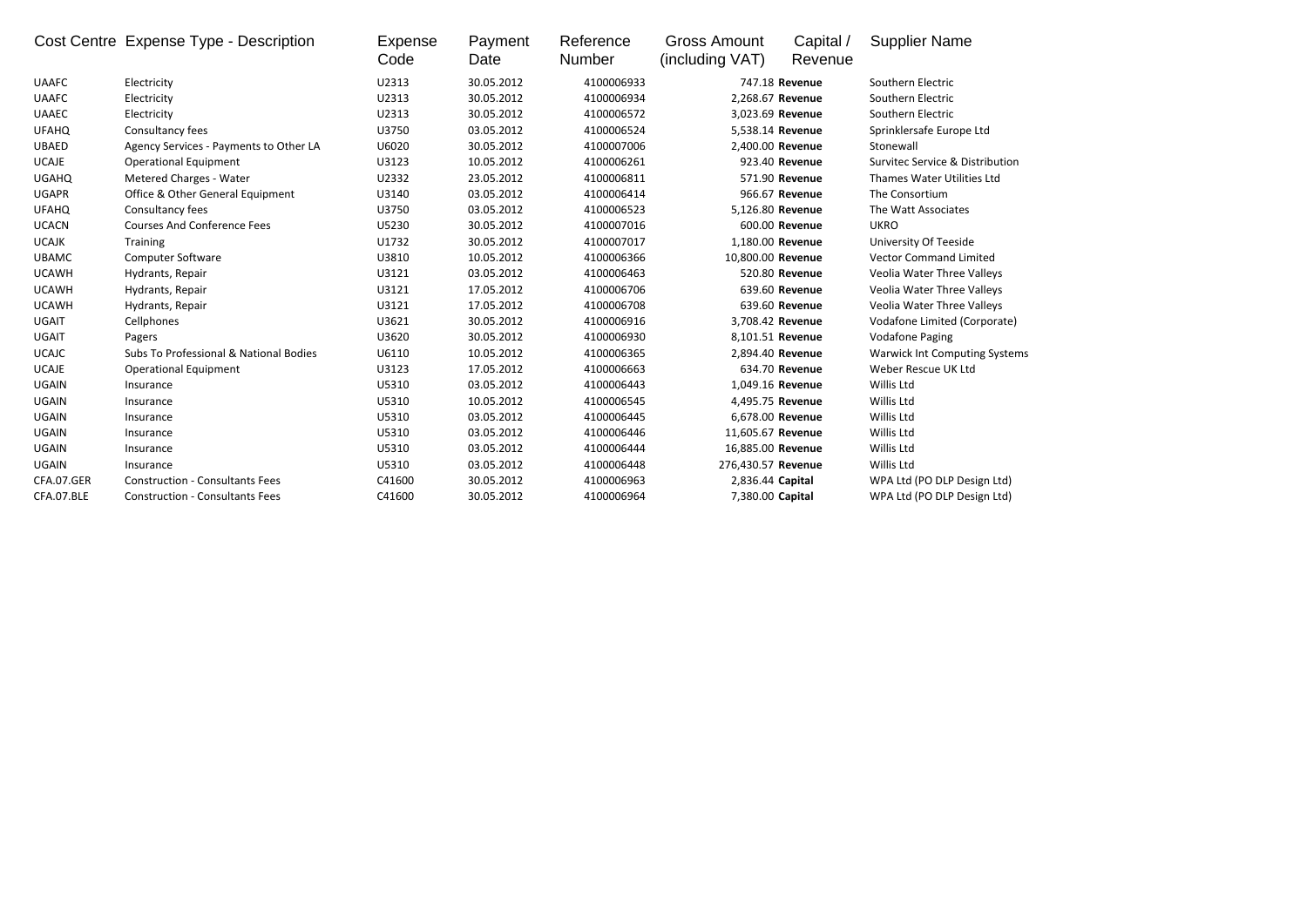| Cost Centre | Expense Type - Description | Expense Code | Payment Date | Reference Number | Gross Amount (including VAT) | Capital / Revenue | Supplier Name |
|---|---|---|---|---|---|---|---|
| UAAFC | Electricity | U2313 | 30.05.2012 | 4100006933 | 747.18 | **Revenue** | Southern Electric |
| UAAFC | Electricity | U2313 | 30.05.2012 | 4100006934 | 2,268.67 | **Revenue** | Southern Electric |
| UAAEC | Electricity | U2313 | 30.05.2012 | 4100006572 | 3,023.69 | **Revenue** | Southern Electric |
| UFAHQ | Consultancy fees | U3750 | 03.05.2012 | 4100006524 | 5,538.14 | **Revenue** | Sprinklersafe Europe Ltd |
| UBAED | Agency Services - Payments to Other LA | U6020 | 30.05.2012 | 4100007006 | 2,400.00 | **Revenue** | Stonewall |
| UCAJE | Operational Equipment | U3123 | 10.05.2012 | 4100006261 | 923.40 | **Revenue** | Survitec Service & Distribution |
| UGAHQ | Metered Charges - Water | U2332 | 23.05.2012 | 4100006811 | 571.90 | **Revenue** | Thames Water Utilities Ltd |
| UGAPR | Office & Other General Equipment | U3140 | 03.05.2012 | 4100006414 | 966.67 | **Revenue** | The Consortium |
| UFAHQ | Consultancy fees | U3750 | 03.05.2012 | 4100006523 | 5,126.80 | **Revenue** | The Watt Associates |
| UCACN | Courses And Conference Fees | U5230 | 30.05.2012 | 4100007016 | 600.00 | **Revenue** | UKRO |
| UCAJK | Training | U1732 | 30.05.2012 | 4100007017 | 1,180.00 | **Revenue** | University Of Teeside |
| UBAMC | Computer Software | U3810 | 10.05.2012 | 4100006366 | 10,800.00 | **Revenue** | Vector Command Limited |
| UCAWH | Hydrants, Repair | U3121 | 03.05.2012 | 4100006463 | 520.80 | **Revenue** | Veolia Water Three Valleys |
| UCAWH | Hydrants, Repair | U3121 | 17.05.2012 | 4100006706 | 639.60 | **Revenue** | Veolia Water Three Valleys |
| UCAWH | Hydrants, Repair | U3121 | 17.05.2012 | 4100006708 | 639.60 | **Revenue** | Veolia Water Three Valleys |
| UGAIT | Cellphones | U3621 | 30.05.2012 | 4100006916 | 3,708.42 | **Revenue** | Vodafone Limited (Corporate) |
| UGAIT | Pagers | U3620 | 30.05.2012 | 4100006930 | 8,101.51 | **Revenue** | Vodafone Paging |
| UCAJC | Subs To Professional & National Bodies | U6110 | 10.05.2012 | 4100006365 | 2,894.40 | **Revenue** | Warwick Int Computing Systems |
| UCAJE | Operational Equipment | U3123 | 17.05.2012 | 4100006663 | 634.70 | **Revenue** | Weber Rescue UK Ltd |
| UGAIN | Insurance | U5310 | 03.05.2012 | 4100006443 | 1,049.16 | **Revenue** | Willis Ltd |
| UGAIN | Insurance | U5310 | 10.05.2012 | 4100006545 | 4,495.75 | **Revenue** | Willis Ltd |
| UGAIN | Insurance | U5310 | 03.05.2012 | 4100006445 | 6,678.00 | **Revenue** | Willis Ltd |
| UGAIN | Insurance | U5310 | 03.05.2012 | 4100006446 | 11,605.67 | **Revenue** | Willis Ltd |
| UGAIN | Insurance | U5310 | 03.05.2012 | 4100006444 | 16,885.00 | **Revenue** | Willis Ltd |
| UGAIN | Insurance | U5310 | 03.05.2012 | 4100006448 | 276,430.57 | **Revenue** | Willis Ltd |
| CFA.07.GER | Construction - Consultants Fees | C41600 | 30.05.2012 | 4100006963 | 2,836.44 | **Capital** | WPA Ltd (PO DLP Design Ltd) |
| CFA.07.BLE | Construction - Consultants Fees | C41600 | 30.05.2012 | 4100006964 | 7,380.00 | **Capital** | WPA Ltd (PO DLP Design Ltd) |